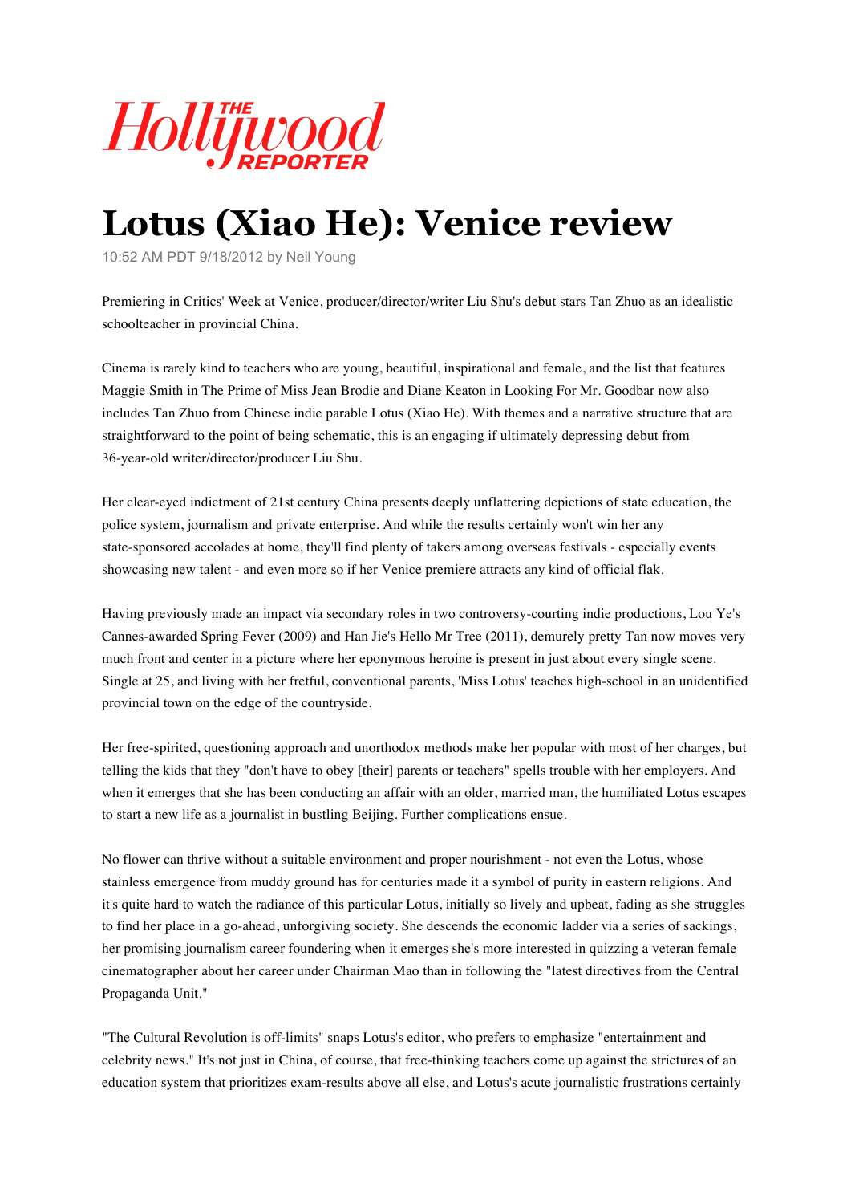The Hollywood Reporter

# Lotus (Xiao He): Venice review

10:52 AM PDT 9/18/2012 by Neil Young

Premiering in Critics' Week at Venice, producer/director/writer Liu Shu's debut stars Tan Zhuo as an idealistic schoolteacher in provincial China.

Cinema is rarely kind to teachers who are young, beautiful, inspirational and female, and the list that features Maggie Smith in The Prime of Miss Jean Brodie and Diane Keaton in Looking For Mr. Goodbar now also includes Tan Zhuo from Chinese indie parable Lotus (Xiao He). With themes and a narrative structure that are straightforward to the point of being schematic, this is an engaging if ultimately depressing debut from 36-year-old writer/director/producer Liu Shu.

Her clear-eyed indictment of 21st century China presents deeply unflattering depictions of state education, the police system, journalism and private enterprise. And while the results certainly won't win her any state-sponsored accolades at home, they'll find plenty of takers among overseas festivals - especially events showcasing new talent - and even more so if her Venice premiere attracts any kind of official flak.

Having previously made an impact via secondary roles in two controversy-courting indie productions, Lou Ye's Cannes-awarded Spring Fever (2009) and Han Jie's Hello Mr Tree (2011), demurely pretty Tan now moves very much front and center in a picture where her eponymous heroine is present in just about every single scene. Single at 25, and living with her fretful, conventional parents, 'Miss Lotus' teaches high-school in an unidentified provincial town on the edge of the countryside.

Her free-spirited, questioning approach and unorthodox methods make her popular with most of her charges, but telling the kids that they "don't have to obey [their] parents or teachers" spells trouble with her employers. And when it emerges that she has been conducting an affair with an older, married man, the humiliated Lotus escapes to start a new life as a journalist in bustling Beijing. Further complications ensue.

No flower can thrive without a suitable environment and proper nourishment - not even the Lotus, whose stainless emergence from muddy ground has for centuries made it a symbol of purity in eastern religions. And it's quite hard to watch the radiance of this particular Lotus, initially so lively and upbeat, fading as she struggles to find her place in a go-ahead, unforgiving society. She descends the economic ladder via a series of sackings, her promising journalism career foundering when it emerges she's more interested in quizzing a veteran female cinematographer about her career under Chairman Mao than in following the "latest directives from the Central Propaganda Unit."

"The Cultural Revolution is off-limits" snaps Lotus's editor, who prefers to emphasize "entertainment and celebrity news." It's not just in China, of course, that free-thinking teachers come up against the strictures of an education system that prioritizes exam-results above all else, and Lotus's acute journalistic frustrations certainly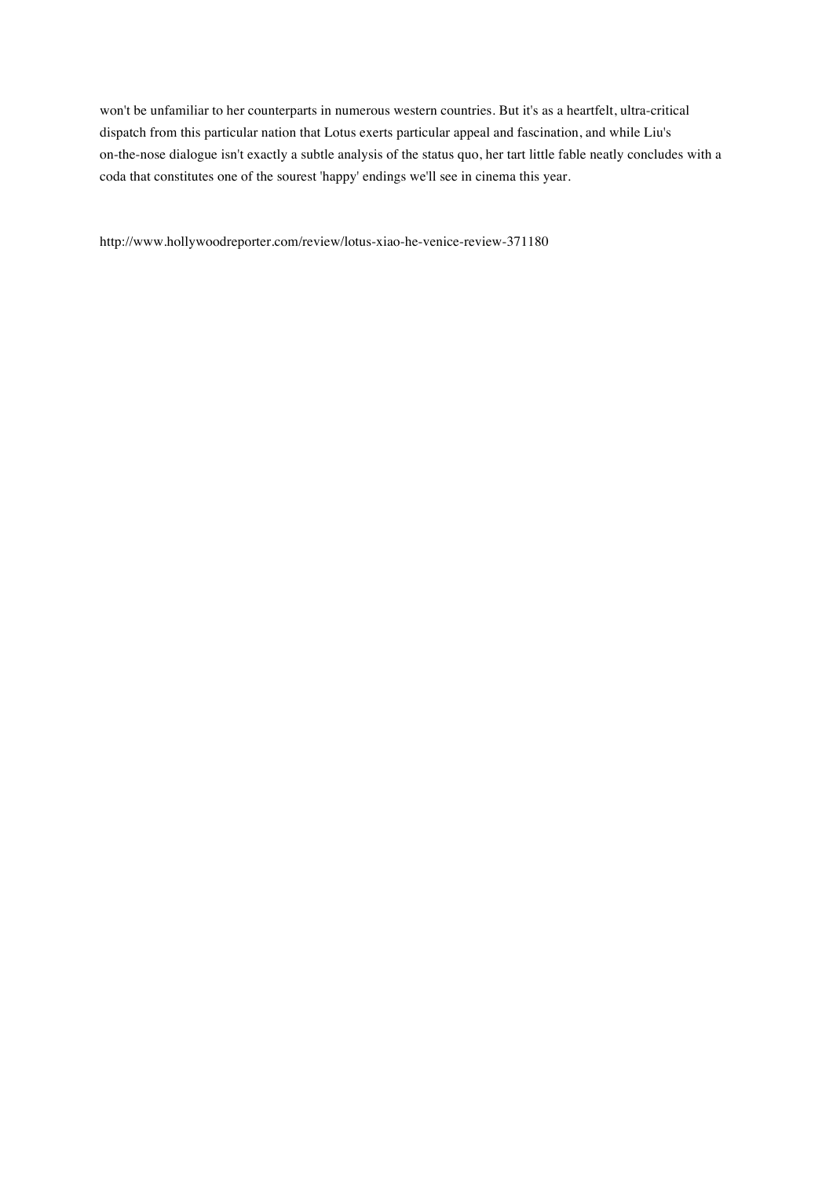won't be unfamiliar to her counterparts in numerous western countries. But it's as a heartfelt, ultra-critical dispatch from this particular nation that Lotus exerts particular appeal and fascination, and while Liu's on-the-nose dialogue isn't exactly a subtle analysis of the status quo, her tart little fable neatly concludes with a coda that constitutes one of the sourest 'happy' endings we'll see in cinema this year.

http://www.hollywoodreporter.com/review/lotus-xiao-he-venice-review-371180